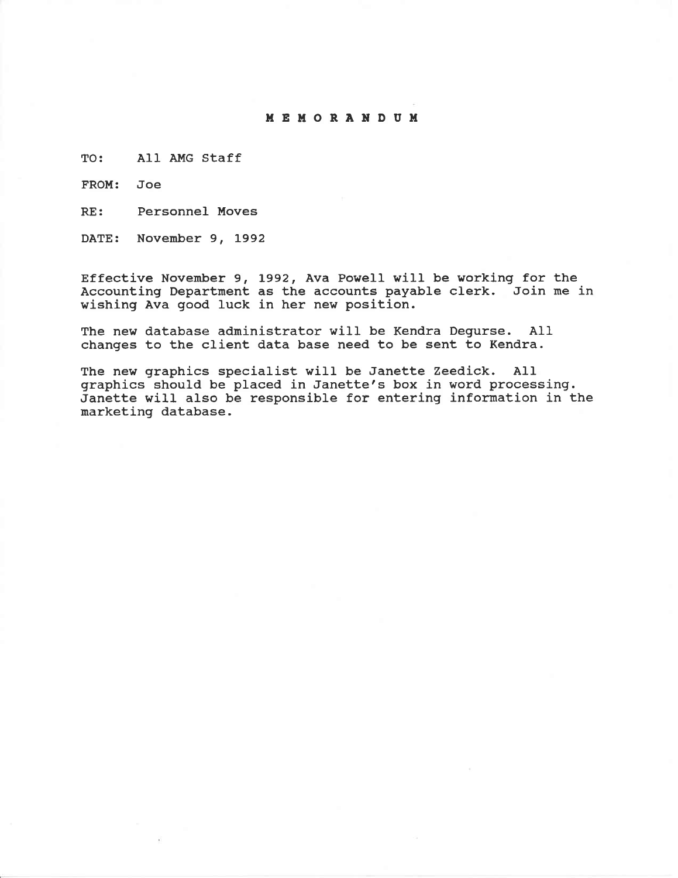# MEMORANDUM

TO: All AMG Staff

FROM: Joe

RE: Personnel Moves

DATE: November 9, 1992

Effective November 9, 1992, Ava Powell will be working for the Accounting Department as the accounts payable clerk. Join me in wishing Ava good luck in her new position.

The new database administrator will be Kendra Degurse. All changes to the client data base need to be sent to Kendra.

The new graphics specialist will be Janette Zeedick. All graphics should be placed in Janette's box in word processing. Janette will also be responsible for entering information in the marketing database.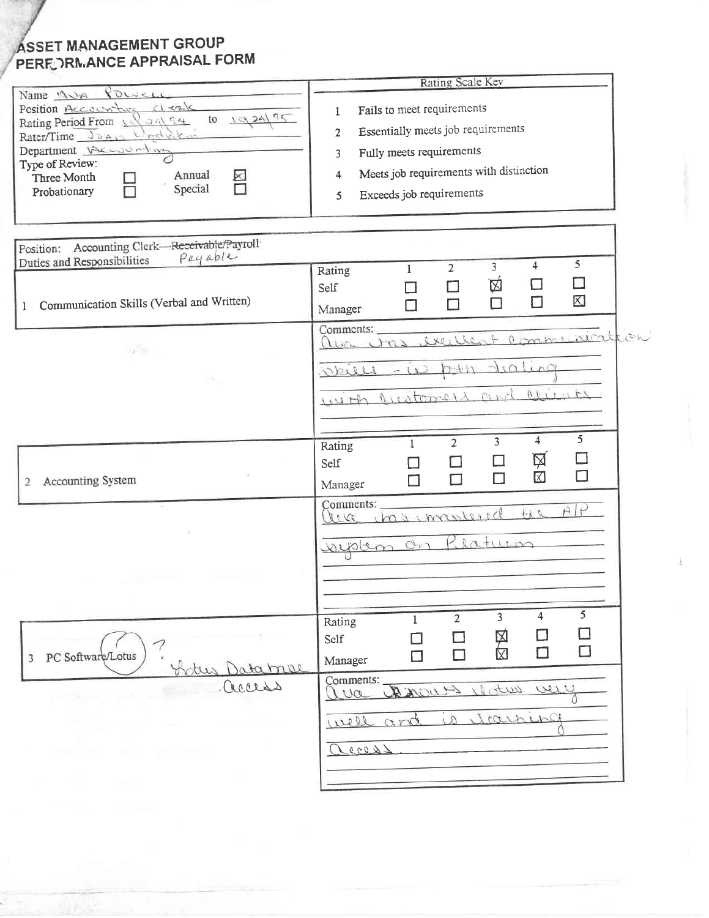# ASSET MANAGEMENT GROUP
# PERFORMANCE APPRAISAL FORM

Name Ava Powell
Position Accounting Clerk
Rating Period From 10/24/94 to 10/24/95
Rater/Time Joan Underkin
Department Accounting
Type of Review:
- Three Month ☐
- Probationary ☐
- Annual ☒
- Special ☐

**Rating Scale Key**

1. Fails to meet requirements
2. Essentially meets job requirements
3. Fully meets requirements
4. Meets job requirements with distinction
5. Exceeds job requirements

Position: Accounting Clerk—~~Receivable/Payroll~~ Payable
Duties and Responsibilities

**1 Communication Skills (Verbal and Written)**

| Rating | 1 | 2 | 3 | 4 | 5 |
|---|---|---|---|---|---|
| Self | ☐ | ☐ | ☒ | ☐ | ☐ |
| Manager | ☐ | ☐ | ☐ | ☐ | ☒ |

Comments: Ava has excellent communication skills - in both dealing with customers and clients

**2 Accounting System**

| Rating | 1 | 2 | 3 | 4 | 5 |
|---|---|---|---|---|---|
| Self | ☐ | ☐ | ☐ | ☒ | ☐ |
| Manager | ☐ | ☐ | ☐ | ☒ | ☐ |

Comments: Ava has mastered the A/P system on Platinum

**3 PC Software/Lotus** ? Lotus Database Access

| Rating | 1 | 2 | 3 | 4 | 5 |
|---|---|---|---|---|---|
| Self | ☐ | ☐ | ☒ | ☐ | ☐ |
| Manager | ☐ | ☐ | ☒ | ☐ | ☐ |

Comments: Ava knows Lotus very well and is learning Access.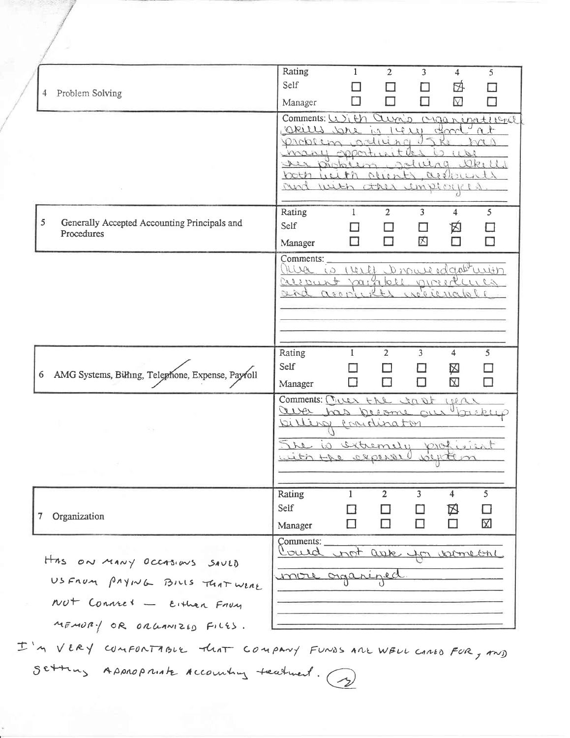| 4 | Problem Solving | Rating | 1 | 2 | 3 | 4 | 5 |
|---|---|---|---|---|---|---|---|
| | | Self | ☐ | ☐ | ☐ | ☒ | ☐ |
| | | Manager | ☐ | ☐ | ☐ | ☒ | ☐ |

Comments: With Aura's organizational skills she is very good at problem solving. She has many opportunities to use her problem solving skills both with clients, accounts and with other employees.

| 5 | Generally Accepted Accounting Principals and Procedures | Rating | 1 | 2 | 3 | 4 | 5 |
|---|---|---|---|---|---|---|---|
| | | Self | ☐ | ☐ | ☐ | ☒ | ☐ |
| | | Manager | ☐ | ☐ | ☒ | ☐ | ☐ |

Comments: Aura is very knowledgeable with account payable procedures and accounts receivable.

| 6 | AMG Systems, Billing, Telephone, Expense, Payroll | Rating | 1 | 2 | 3 | 4 | 5 |
|---|---|---|---|---|---|---|---|
| | | Self | ☐ | ☐ | ☐ | ☒ | ☐ |
| | | Manager | ☐ | ☐ | ☐ | ☒ | ☐ |

Comments: Over the last year Aura has become our backup billing coordinator.

She is extremely proficient with the expense system.

| 7 | Organization | Rating | 1 | 2 | 3 | 4 | 5 |
|---|---|---|---|---|---|---|---|
| | | Self | ☐ | ☐ | ☐ | ☒ | ☐ |
| | | Manager | ☐ | ☐ | ☐ | ☐ | ☒ |

Comments: Could not ask for someone more organized.

HAS ON MANY OCCASIONS SAVED US FROM PAYING BILLS THAT WERE NOT CORRECT — EITHER FROM MEMORY OR ORGANIZED FILES.

I'M VERY COMFORTABLE THAT COMPANY FUNDS ARE WELL CARED FOR, AND GETTING APPROPRIATE ACCOUNTING TREATMENT.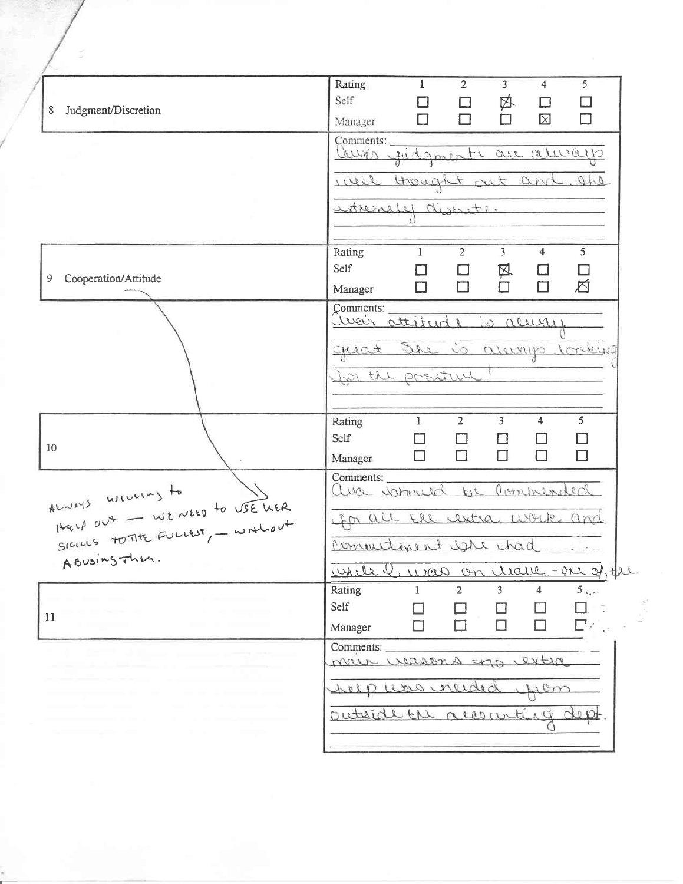| 8 Judgment/Discretion | Rating | 1 | 2 | 3 | 4 | 5 |
|---|---|---|---|---|---|---|
| | Self | ☐ | ☐ | ☒ | ☐ | ☐ |
| | Manager | ☐ | ☐ | ☐ | ☒ | ☐ |

Comments: Ava's judgments are always well thought out and she extremely discrete.

| 9 Cooperation/Attitude | Rating | 1 | 2 | 3 | 4 | 5 |
|---|---|---|---|---|---|---|
| | Self | ☐ | ☐ | ☒ | ☐ | ☐ |
| | Manager | ☐ | ☐ | ☐ | ☐ | ☒ |

Comments: Ava's attitude is always great. She is always looking for the positive!

ALWAYS WILLING to HELP OUT — WE NEED to USE HER SKILLS TO THE FULLEST, — WITHOUT ABUSING THEM.

| 10 | Rating | 1 | 2 | 3 | 4 | 5 |
|---|---|---|---|---|---|---|
| | Self | ☐ | ☐ | ☐ | ☐ | ☐ |
| | Manager | ☐ | ☐ | ☐ | ☐ | ☐ |

Comments: Ava should be commended for all the extra work and commitment she had while I was on leave - one of the

| 11 | Rating | 1 | 2 | 3 | 4 | 5 |
|---|---|---|---|---|---|---|
| | Self | ☐ | ☐ | ☐ | ☐ | ☐ |
| | Manager | ☐ | ☐ | ☐ | ☐ | ☐ |

Comments: main reasons no extra help was needed from outside the accounting dept.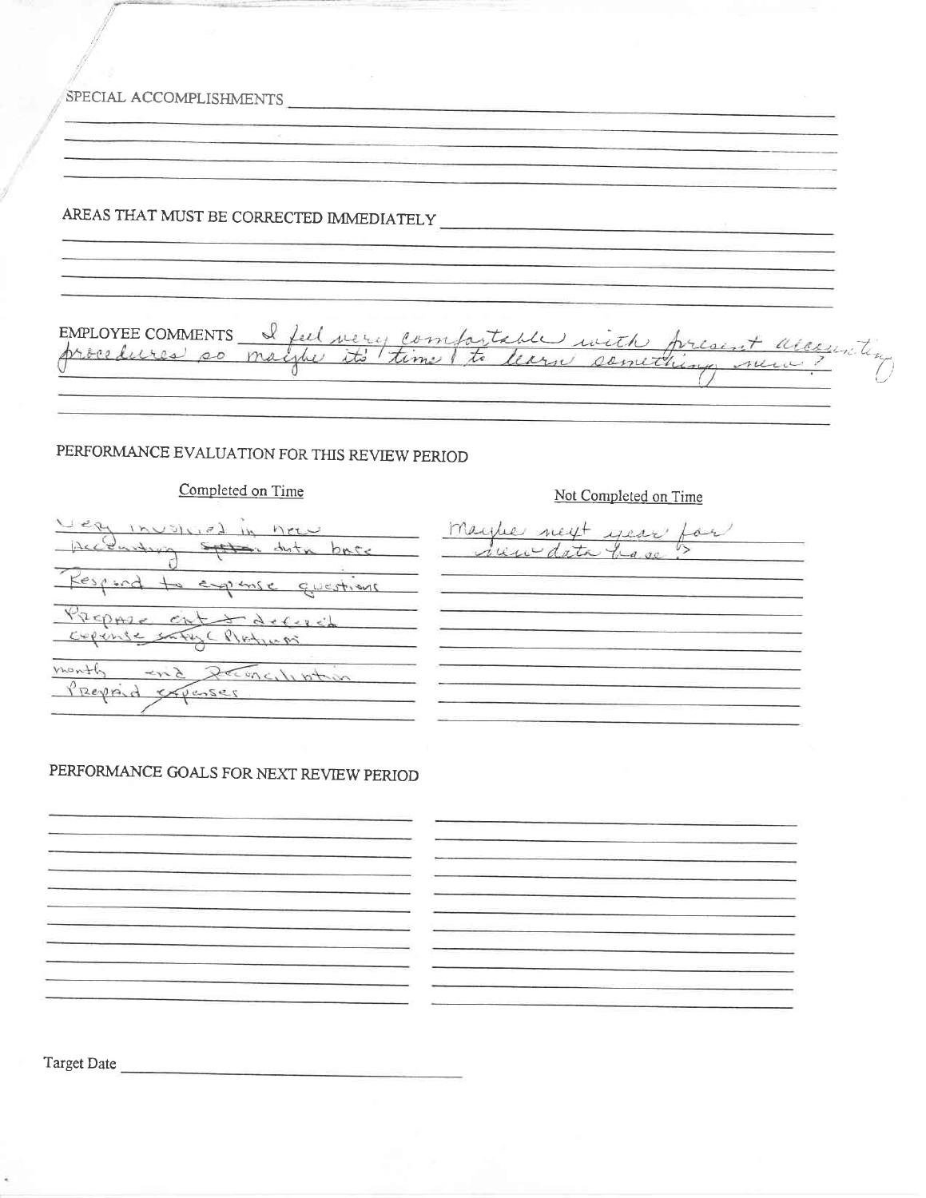SPECIAL ACCOMPLISHMENTS

AREAS THAT MUST BE CORRECTED IMMEDIATELY

EMPLOYEE COMMENTS I feel very comfortable with present accounting procedures so maybe its time to learn something new?

## PERFORMANCE EVALUATION FOR THIS REVIEW PERIOD

| Completed on Time | Not Completed on Time |
|---|---|
| Very involved in new Accounting ~~System~~ data base | Maybe next year for new data base? |
| Respond to expense questions | |
| Prepare ent & deferred expense entry (Platinum) | |
| month end Reconciliation Prepaid expenses | |

## PERFORMANCE GOALS FOR NEXT REVIEW PERIOD

Target Date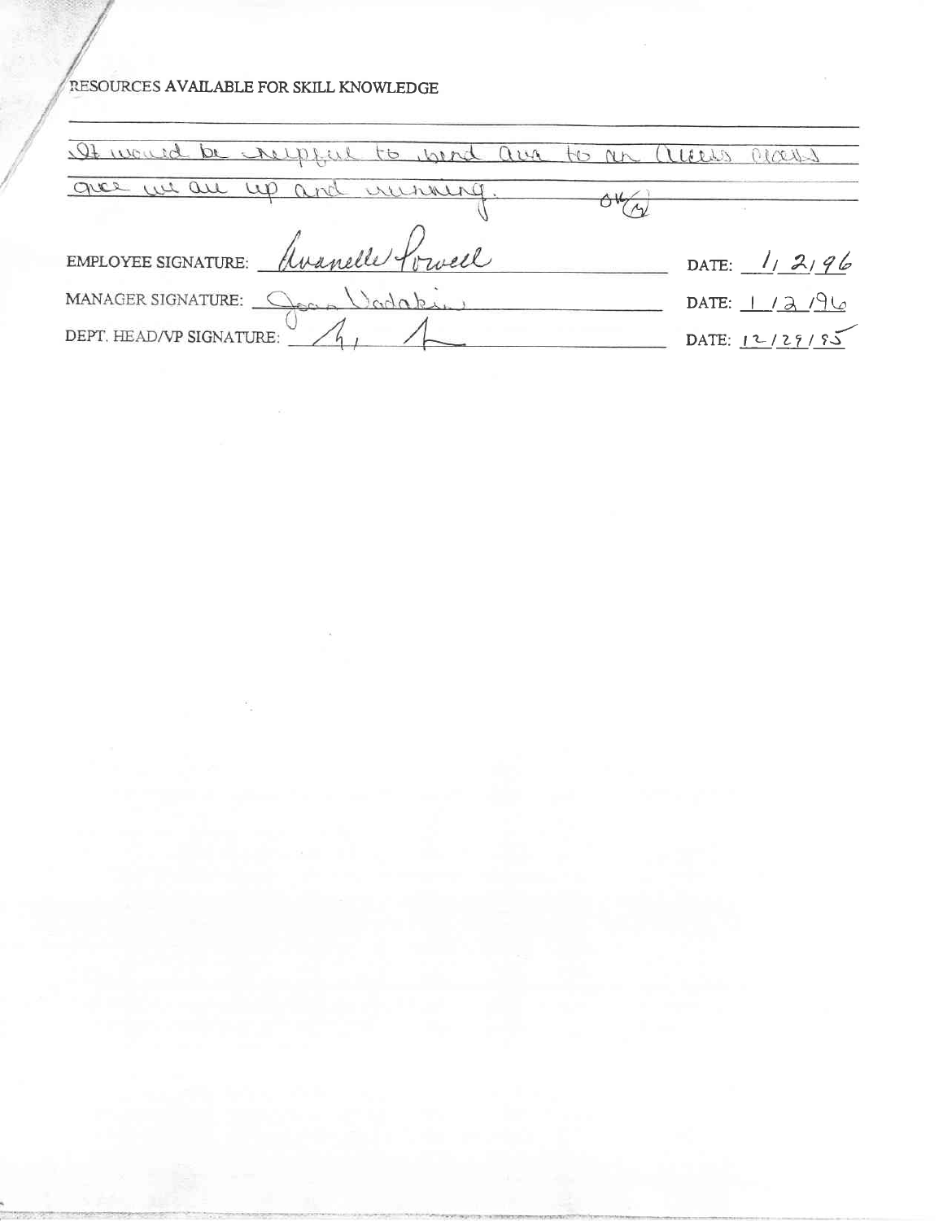RESOURCES AVAILABLE FOR SKILL KNOWLEDGE

It would be helpful to send Ava to an Access class once we are up and running. OK

EMPLOYEE SIGNATURE: Avanelle Powell DATE: 1/2/96

MANAGER SIGNATURE: Joan Vadakin DATE: 1/2/96

DEPT. HEAD/VP SIGNATURE: DATE: 12/29/95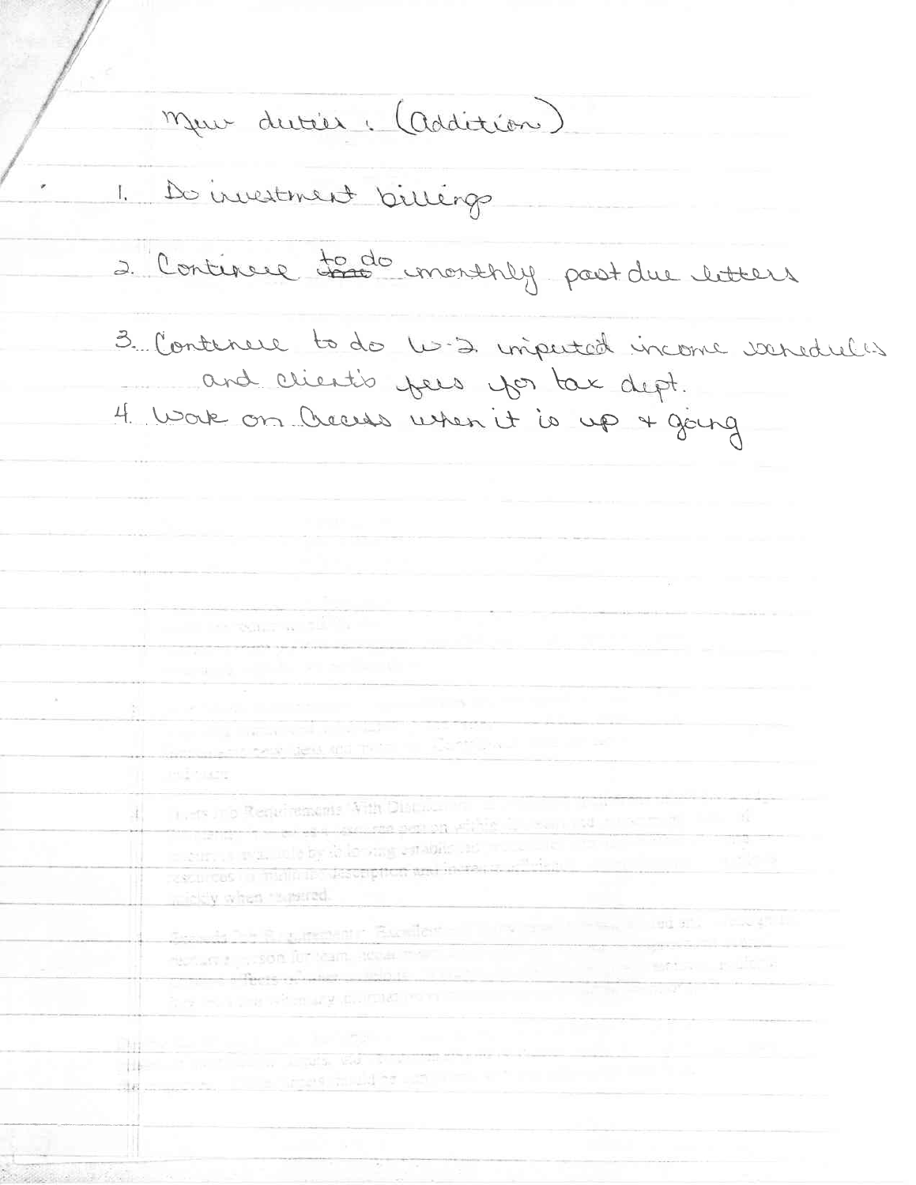New duties: (Addition)

1. Do investment billings
2. Continue to do monthly past due letters
3. Continue to do W-2 imputed income schedules and client's fees for tax dept.
4. Work on Access when it is up + going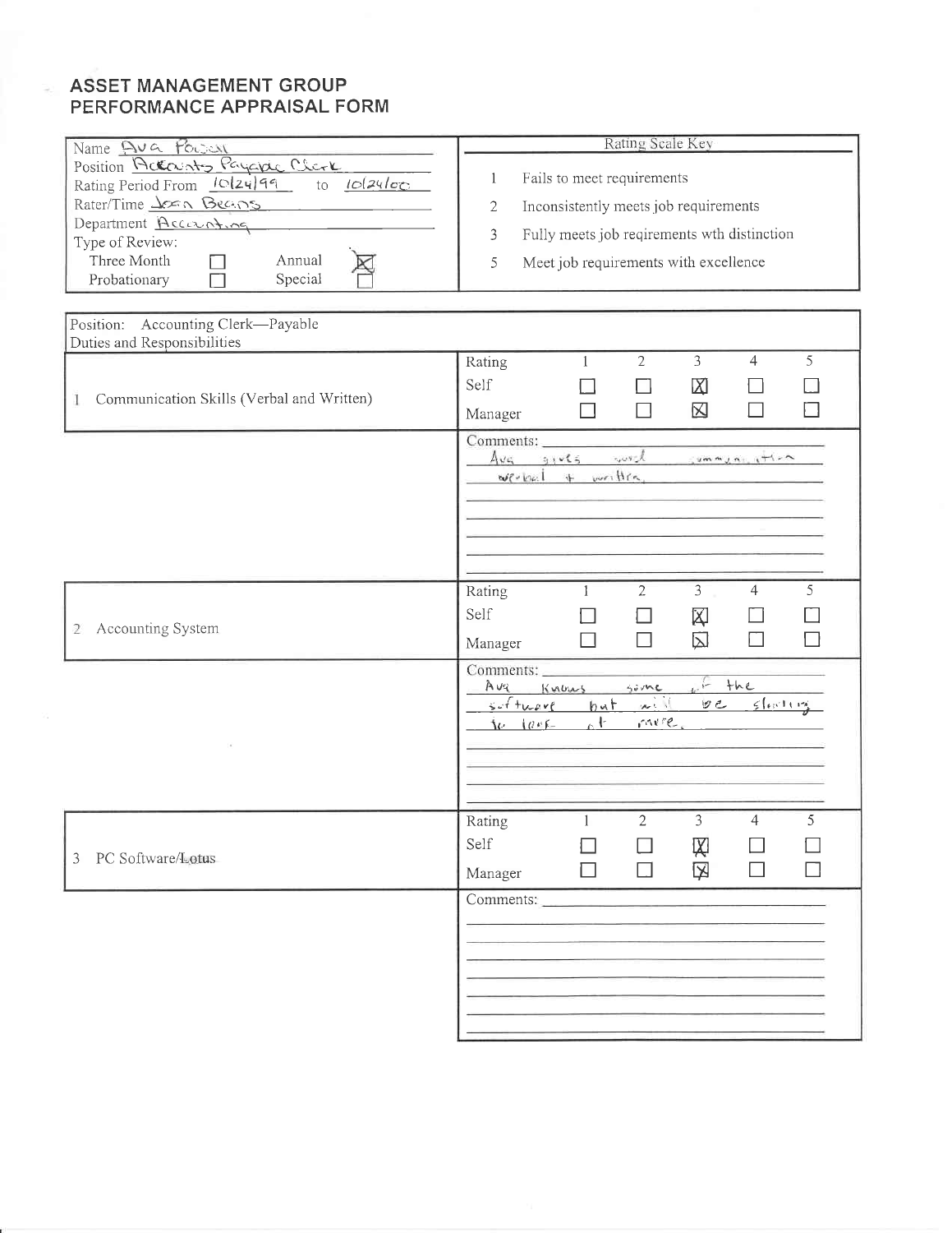# ASSET MANAGEMENT GROUP
# PERFORMANCE APPRAISAL FORM

| | |
|---|---|
| Name Ava Powell | **Rating Scale Key** |
| Position Accounts Payable Clerk | 1 Fails to meet requirements |
| Rating Period From 10/24/99 to 10/24/00 | 2 Inconsistently meets job requirements |
| Rater/Time Joan Beans | 3 Fully meets job reqirements wth distinction |
| Department Accounting | 5 Meet job requirements with excellence |
| Type of Review: | |
| Three Month ☐ Annual ☒ | |
| Probationary ☐ Special ☐ | |

Position: Accounting Clerk—Payable
Duties and Responsibilities

| | Rating | 1 | 2 | 3 | 4 | 5 |
|---|---|---|---|---|---|---|
| 1 Communication Skills (Verbal and Written) | Self | ☐ | ☐ | ☒ | ☐ | ☐ |
| | Manager | ☐ | ☐ | ☒ | ☐ | ☐ |

Comments: Ava gives good communication verbal + written.

| | Rating | 1 | 2 | 3 | 4 | 5 |
|---|---|---|---|---|---|---|
| 2 Accounting System | Self | ☐ | ☐ | ☒ | ☐ | ☐ |
| | Manager | ☐ | ☐ | ☒ | ☐ | ☐ |

Comments: Ava knows some of the software but will be starting to learn of more.

| | Rating | 1 | 2 | 3 | 4 | 5 |
|---|---|---|---|---|---|---|
| 3 PC Software/~~Lotus~~ | Self | ☐ | ☐ | ☒ | ☐ | ☐ |
| | Manager | ☐ | ☐ | ☒ | ☐ | ☐ |

Comments: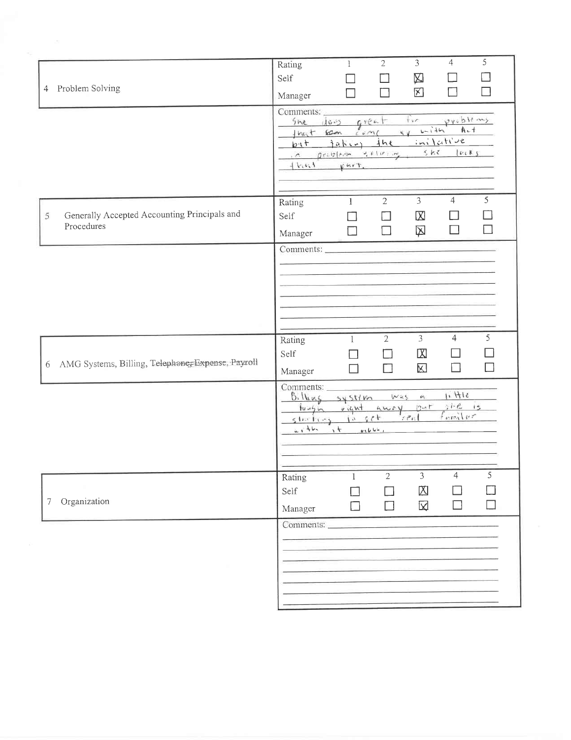| 4 Problem Solving | Rating | 1 | 2 | 3 | 4 | 5 |
|---|---|---|---|---|---|---|
| | Self | ☐ | ☐ | ☒ | ☐ | ☐ |
| | Manager | ☐ | ☐ | ☒ | ☐ | ☐ |

Comments: She does great for problems that come up with Act but taking the initiative in problem solving she lacks that part.

| 5 Generally Accepted Accounting Principals and Procedures | Rating | 1 | 2 | 3 | 4 | 5 |
|---|---|---|---|---|---|---|
| | Self | ☐ | ☐ | ☒ | ☐ | ☐ |
| | Manager | ☐ | ☐ | ☒ | ☐ | ☐ |

Comments:

| 6 AMG Systems, Billing, ~~Telephone, Expense~~, Payroll | Rating | 1 | 2 | 3 | 4 | 5 |
|---|---|---|---|---|---|---|
| | Self | ☐ | ☐ | ☒ | ☐ | ☐ |
| | Manager | ☐ | ☐ | ☒ | ☐ | ☐ |

Comments: Billing system was a little tough right away but she is starting to get real familiar with it now.

| 7 Organization | Rating | 1 | 2 | 3 | 4 | 5 |
|---|---|---|---|---|---|---|
| | Self | ☐ | ☐ | ☒ | ☐ | ☐ |
| | Manager | ☐ | ☐ | ☒ | ☐ | ☐ |

Comments: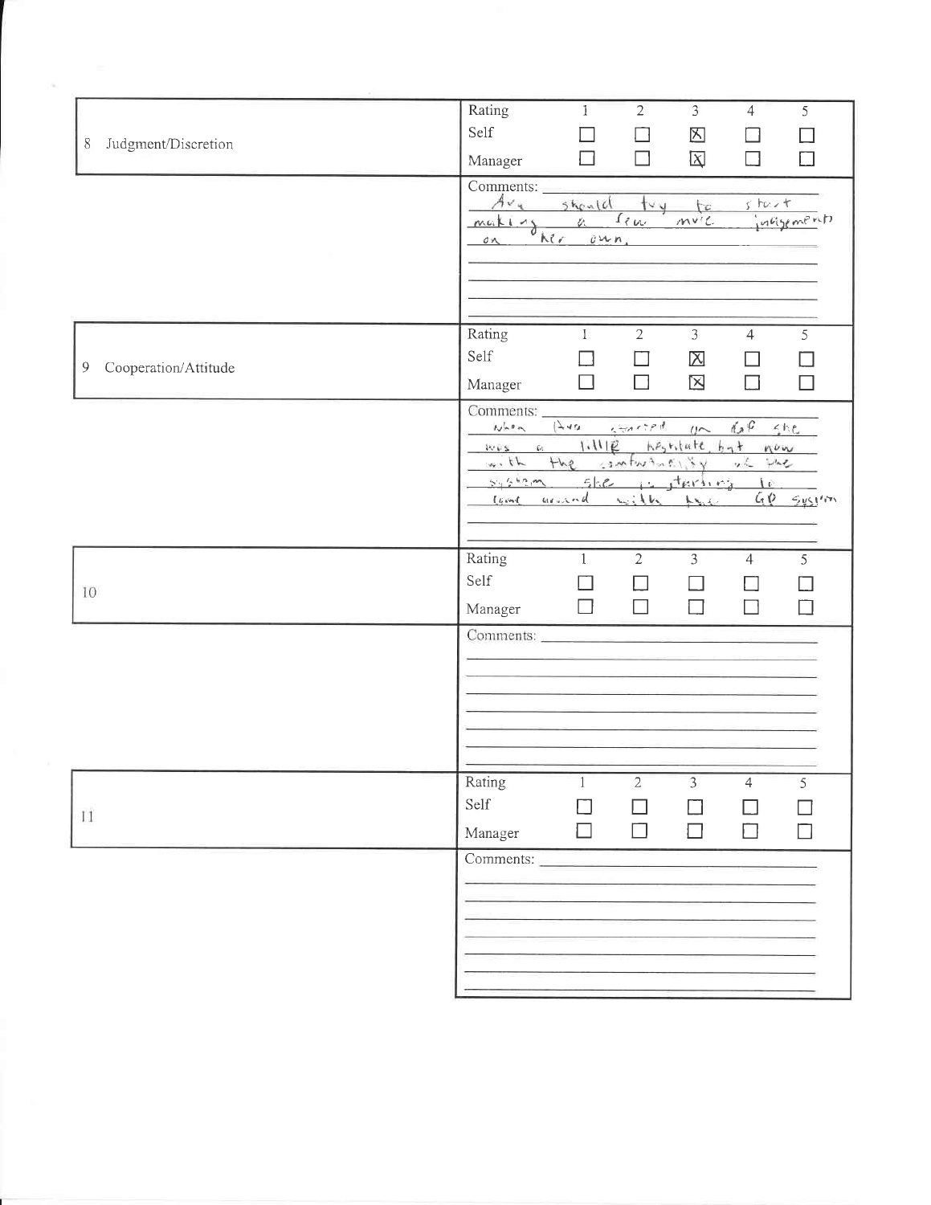| 8 Judgment/Discretion | Rating | 1 | 2 | 3 | 4 | 5 |
|---|---|---|---|---|---|---|
| | Self | ☐ | ☐ | ☒ | ☐ | ☐ |
| | Manager | ☐ | ☐ | ☒ | ☐ | ☐ |

Comments: Ava should try to start making a few more judgments on her own.

| 9 Cooperation/Attitude | Rating | 1 | 2 | 3 | 4 | 5 |
|---|---|---|---|---|---|---|
| | Self | ☐ | ☐ | ☒ | ☐ | ☐ |
| | Manager | ☐ | ☐ | ☒ | ☐ | ☐ |

Comments: When Ava started on GP she was a little hesitate, but now with the comfortability of the system she is starting to come around with the GP system

| 10 | Rating | 1 | 2 | 3 | 4 | 5 |
|---|---|---|---|---|---|---|
| | Self | ☐ | ☐ | ☐ | ☐ | ☐ |
| | Manager | ☐ | ☐ | ☐ | ☐ | ☐ |

Comments:

| 11 | Rating | 1 | 2 | 3 | 4 | 5 |
|---|---|---|---|---|---|---|
| | Self | ☐ | ☐ | ☐ | ☐ | ☐ |
| | Manager | ☐ | ☐ | ☐ | ☐ | ☐ |

Comments: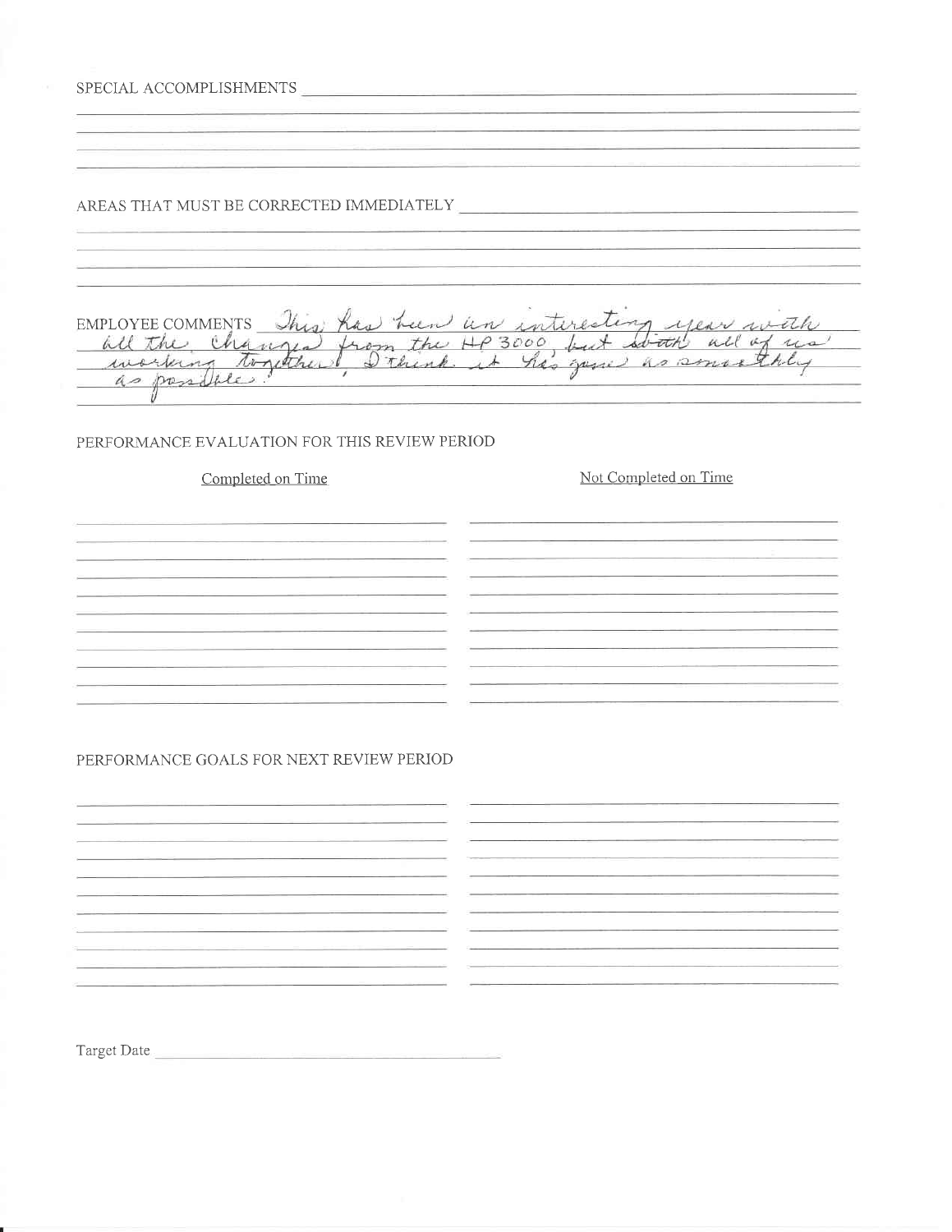SPECIAL ACCOMPLISHMENTS

AREAS THAT MUST BE CORRECTED IMMEDIATELY

EMPLOYEE COMMENTS This has been an interesting year with all the changes from the HP3000, but with all of us working together, I think it has gone as smoothly as possible.

PERFORMANCE EVALUATION FOR THIS REVIEW PERIOD

| Completed on Time | Not Completed on Time |
| --- | --- |
| | |

PERFORMANCE GOALS FOR NEXT REVIEW PERIOD

Target Date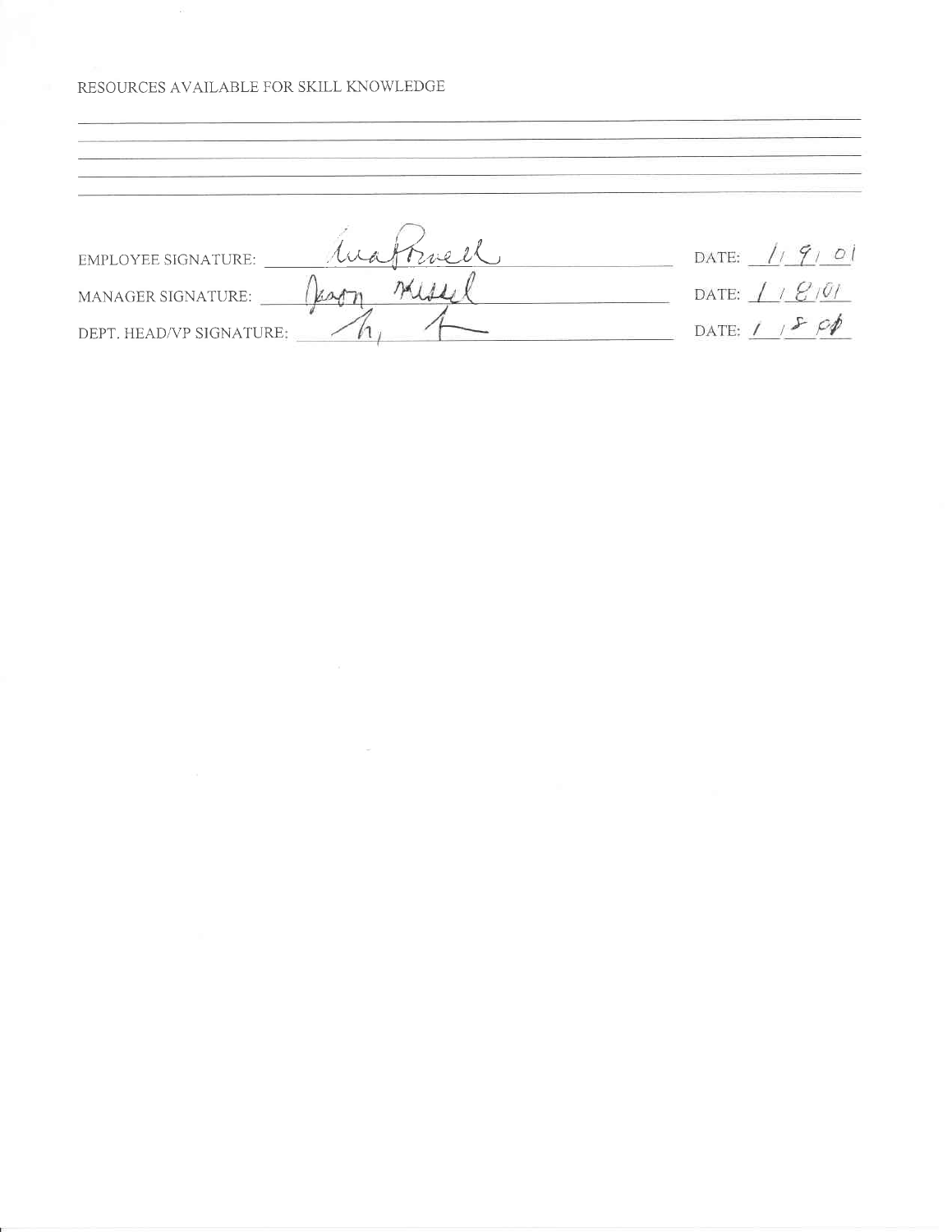RESOURCES AVAILABLE FOR SKILL KNOWLEDGE

EMPLOYEE SIGNATURE: Ina Powell DATE: 1/9/01

MANAGER SIGNATURE: Jason Mussel DATE: 1/8/01

DEPT. HEAD/VP SIGNATURE: [signature] DATE: 1/8/01